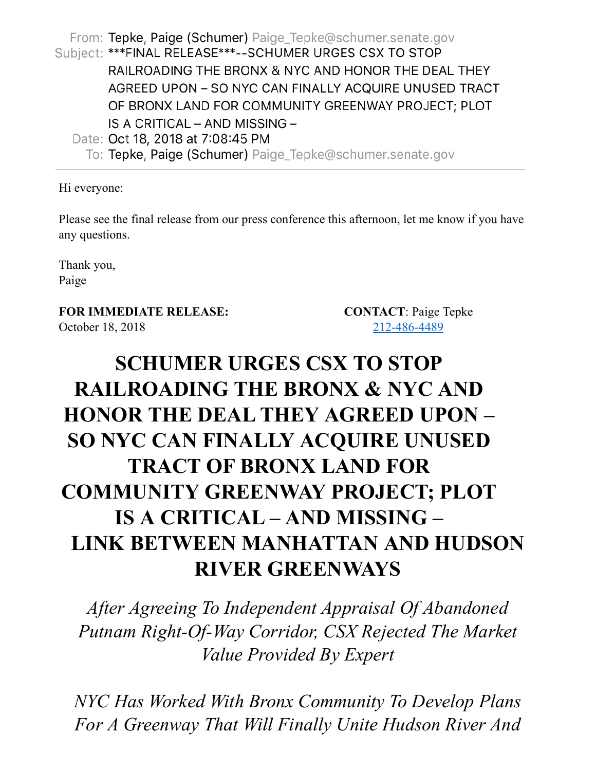From: Tepke, Paige (Schumer) Paige_Tepke@schumer.senate.gov
Subject: ***FINAL RELEASE***--SCHUMER URGES CSX TO STOP RAILROADING THE BRONX & NYC AND HONOR THE DEAL THEY AGREED UPON – SO NYC CAN FINALLY ACQUIRE UNUSED TRACT OF BRONX LAND FOR COMMUNITY GREENWAY PROJECT; PLOT IS A CRITICAL – AND MISSING –
Date: Oct 18, 2018 at 7:08:45 PM
To: Tepke, Paige (Schumer) Paige_Tepke@schumer.senate.gov

---

Hi everyone:

Please see the final release from our press conference this afternoon, let me know if you have any questions.

Thank you,
Paige

**FOR IMMEDIATE RELEASE:**
October 18, 2018

**CONTACT**: Paige Tepke
212-486-4489

# SCHUMER URGES CSX TO STOP RAILROADING THE BRONX & NYC AND HONOR THE DEAL THEY AGREED UPON – SO NYC CAN FINALLY ACQUIRE UNUSED TRACT OF BRONX LAND FOR COMMUNITY GREENWAY PROJECT; PLOT IS A CRITICAL – AND MISSING – LINK BETWEEN MANHATTAN AND HUDSON RIVER GREENWAYS

*After Agreeing To Independent Appraisal Of Abandoned Putnam Right-Of-Way Corridor, CSX Rejected The Market Value Provided By Expert*

*NYC Has Worked With Bronx Community To Develop Plans For A Greenway That Will Finally Unite Hudson River And*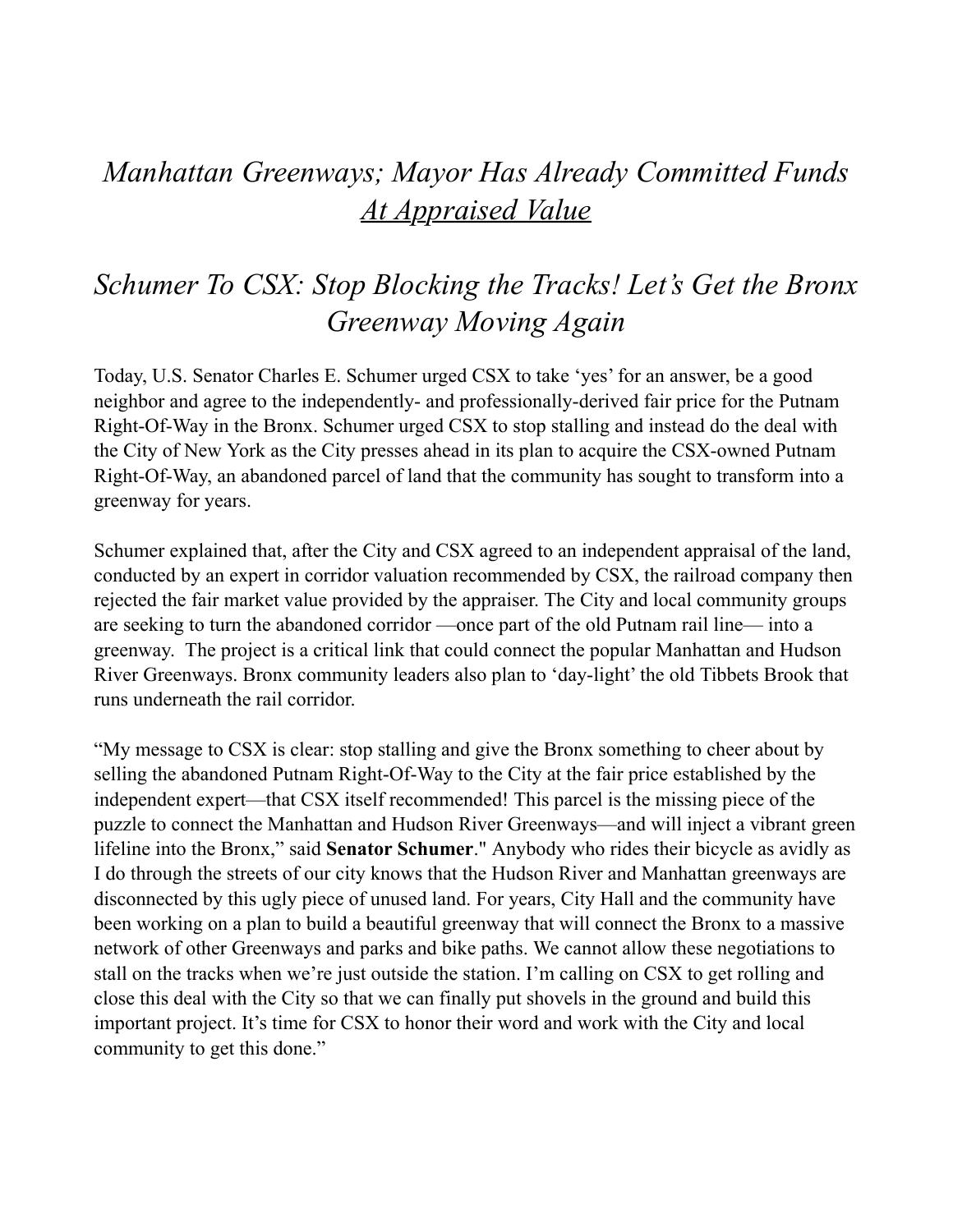## *Manhattan Greenways; Mayor Has Already Committed Funds <u>At Appraised Value</u>*

## *Schumer To CSX: Stop Blocking the Tracks! Let's Get the Bronx Greenway Moving Again*

Today, U.S. Senator Charles E. Schumer urged CSX to take 'yes' for an answer, be a good neighbor and agree to the independently- and professionally-derived fair price for the Putnam Right-Of-Way in the Bronx. Schumer urged CSX to stop stalling and instead do the deal with the City of New York as the City presses ahead in its plan to acquire the CSX-owned Putnam Right-Of-Way, an abandoned parcel of land that the community has sought to transform into a greenway for years.

Schumer explained that, after the City and CSX agreed to an independent appraisal of the land, conducted by an expert in corridor valuation recommended by CSX, the railroad company then rejected the fair market value provided by the appraiser. The City and local community groups are seeking to turn the abandoned corridor —once part of the old Putnam rail line— into a greenway. The project is a critical link that could connect the popular Manhattan and Hudson River Greenways. Bronx community leaders also plan to 'day-light' the old Tibbets Brook that runs underneath the rail corridor.

"My message to CSX is clear: stop stalling and give the Bronx something to cheer about by selling the abandoned Putnam Right-Of-Way to the City at the fair price established by the independent expert—that CSX itself recommended! This parcel is the missing piece of the puzzle to connect the Manhattan and Hudson River Greenways—and will inject a vibrant green lifeline into the Bronx," said **Senator Schumer**." Anybody who rides their bicycle as avidly as I do through the streets of our city knows that the Hudson River and Manhattan greenways are disconnected by this ugly piece of unused land. For years, City Hall and the community have been working on a plan to build a beautiful greenway that will connect the Bronx to a massive network of other Greenways and parks and bike paths. We cannot allow these negotiations to stall on the tracks when we're just outside the station. I'm calling on CSX to get rolling and close this deal with the City so that we can finally put shovels in the ground and build this important project. It's time for CSX to honor their word and work with the City and local community to get this done."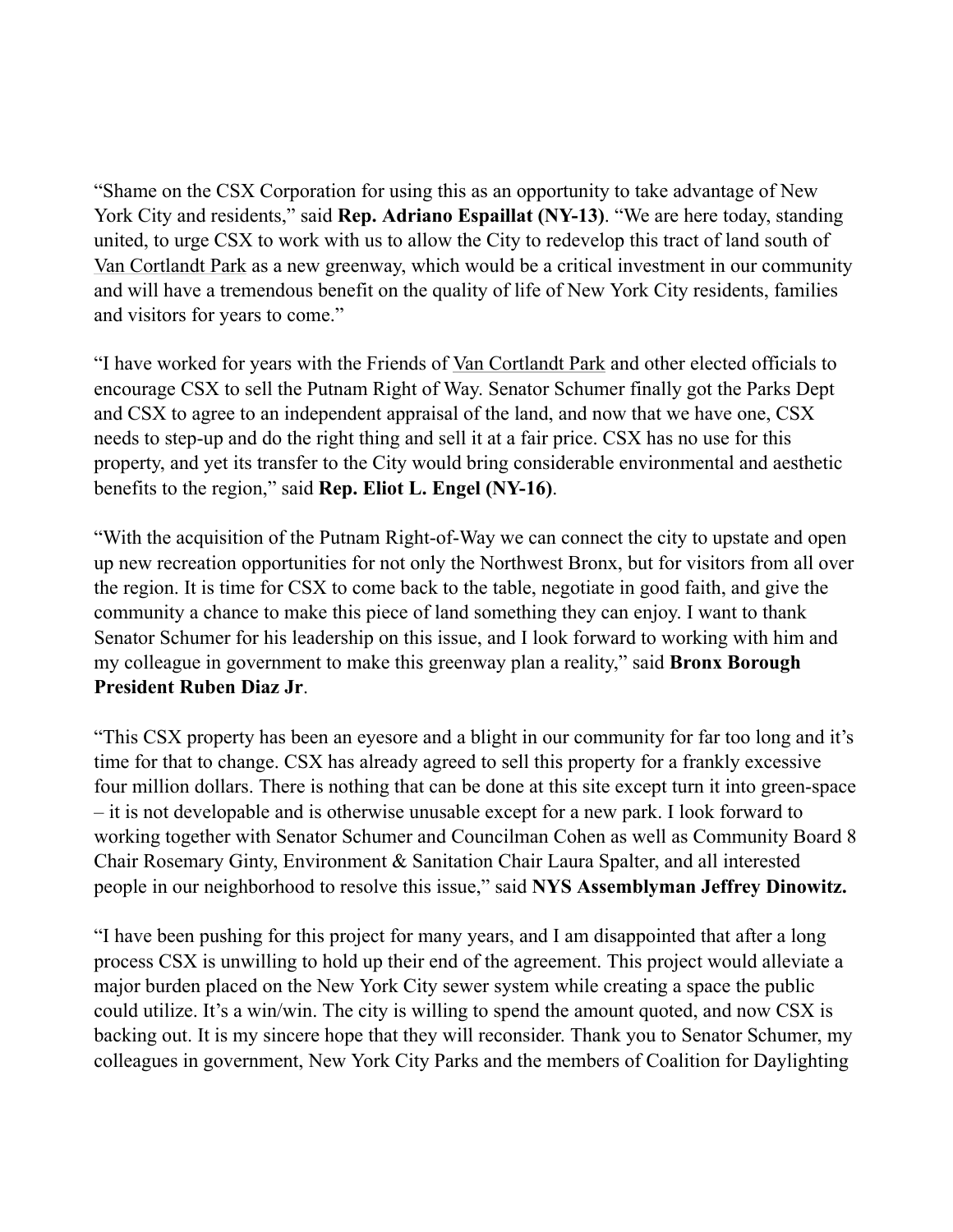“Shame on the CSX Corporation for using this as an opportunity to take advantage of New York City and residents,” said **Rep. Adriano Espaillat (NY-13)**. “We are here today, standing united, to urge CSX to work with us to allow the City to redevelop this tract of land south of Van Cortlandt Park as a new greenway, which would be a critical investment in our community and will have a tremendous benefit on the quality of life of New York City residents, families and visitors for years to come.”

“I have worked for years with the Friends of Van Cortlandt Park and other elected officials to encourage CSX to sell the Putnam Right of Way. Senator Schumer finally got the Parks Dept and CSX to agree to an independent appraisal of the land, and now that we have one, CSX needs to step-up and do the right thing and sell it at a fair price. CSX has no use for this property, and yet its transfer to the City would bring considerable environmental and aesthetic benefits to the region,” said **Rep. Eliot L. Engel (NY-16)**.

“With the acquisition of the Putnam Right-of-Way we can connect the city to upstate and open up new recreation opportunities for not only the Northwest Bronx, but for visitors from all over the region. It is time for CSX to come back to the table, negotiate in good faith, and give the community a chance to make this piece of land something they can enjoy. I want to thank Senator Schumer for his leadership on this issue, and I look forward to working with him and my colleague in government to make this greenway plan a reality,” said **Bronx Borough President Ruben Diaz Jr**.

“This CSX property has been an eyesore and a blight in our community for far too long and it’s time for that to change. CSX has already agreed to sell this property for a frankly excessive four million dollars. There is nothing that can be done at this site except turn it into green-space – it is not developable and is otherwise unusable except for a new park. I look forward to working together with Senator Schumer and Councilman Cohen as well as Community Board 8 Chair Rosemary Ginty, Environment & Sanitation Chair Laura Spalter, and all interested people in our neighborhood to resolve this issue,” said **NYS Assemblyman Jeffrey Dinowitz.**

“I have been pushing for this project for many years, and I am disappointed that after a long process CSX is unwilling to hold up their end of the agreement. This project would alleviate a major burden placed on the New York City sewer system while creating a space the public could utilize. It’s a win/win. The city is willing to spend the amount quoted, and now CSX is backing out. It is my sincere hope that they will reconsider. Thank you to Senator Schumer, my colleagues in government, New York City Parks and the members of Coalition for Daylighting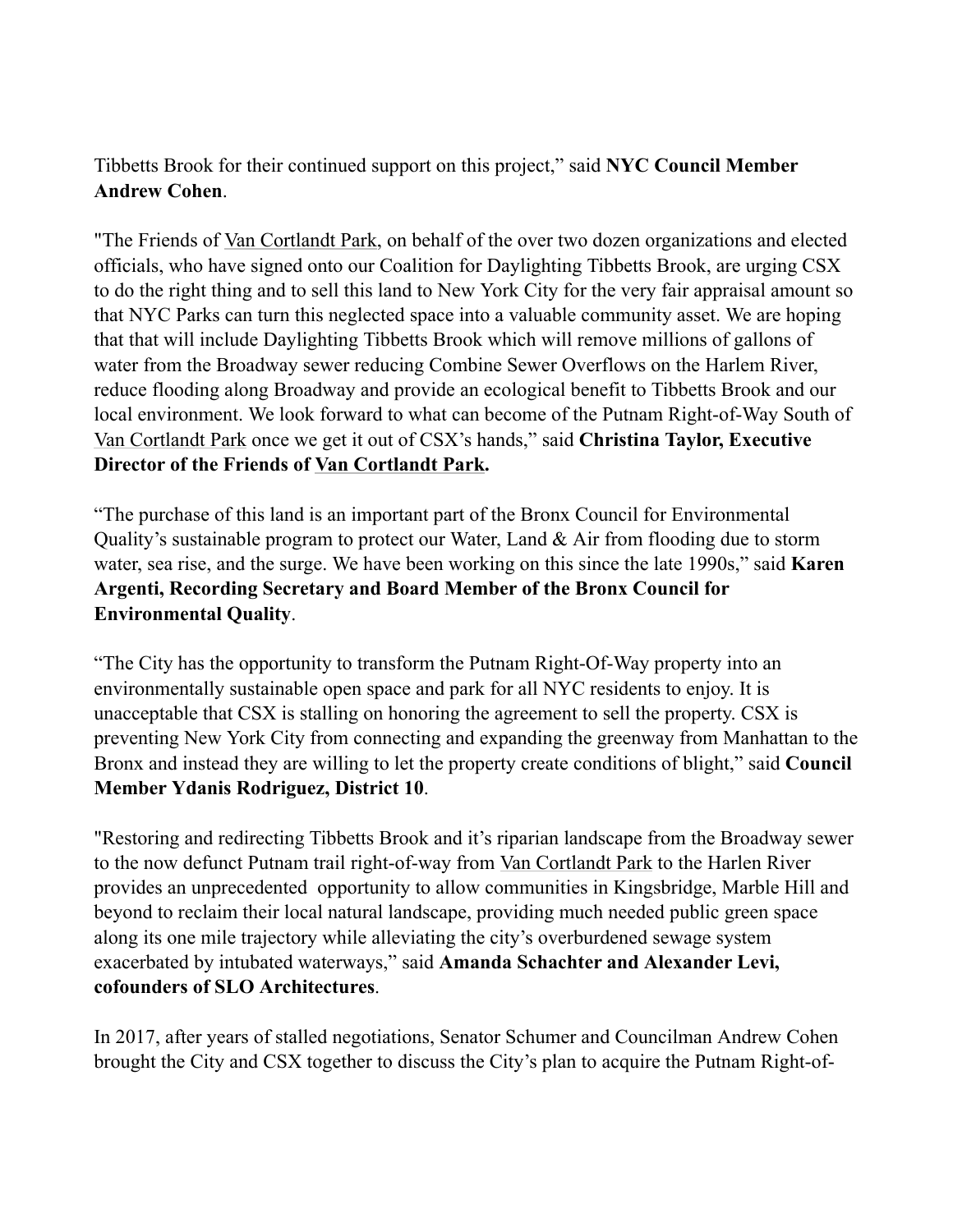Tibbetts Brook for their continued support on this project," said **NYC Council Member Andrew Cohen**.

"The Friends of Van Cortlandt Park, on behalf of the over two dozen organizations and elected officials, who have signed onto our Coalition for Daylighting Tibbetts Brook, are urging CSX to do the right thing and to sell this land to New York City for the very fair appraisal amount so that NYC Parks can turn this neglected space into a valuable community asset. We are hoping that that will include Daylighting Tibbetts Brook which will remove millions of gallons of water from the Broadway sewer reducing Combine Sewer Overflows on the Harlem River, reduce flooding along Broadway and provide an ecological benefit to Tibbetts Brook and our local environment. We look forward to what can become of the Putnam Right-of-Way South of Van Cortlandt Park once we get it out of CSX's hands," said **Christina Taylor, Executive Director of the Friends of Van Cortlandt Park.**

"The purchase of this land is an important part of the Bronx Council for Environmental Quality's sustainable program to protect our Water, Land & Air from flooding due to storm water, sea rise, and the surge. We have been working on this since the late 1990s," said **Karen Argenti, Recording Secretary and Board Member of the Bronx Council for Environmental Quality**.

"The City has the opportunity to transform the Putnam Right-Of-Way property into an environmentally sustainable open space and park for all NYC residents to enjoy. It is unacceptable that CSX is stalling on honoring the agreement to sell the property. CSX is preventing New York City from connecting and expanding the greenway from Manhattan to the Bronx and instead they are willing to let the property create conditions of blight," said **Council Member Ydanis Rodriguez, District 10**.

"Restoring and redirecting Tibbetts Brook and it's riparian landscape from the Broadway sewer to the now defunct Putnam trail right-of-way from Van Cortlandt Park to the Harlen River provides an unprecedented opportunity to allow communities in Kingsbridge, Marble Hill and beyond to reclaim their local natural landscape, providing much needed public green space along its one mile trajectory while alleviating the city's overburdened sewage system exacerbated by intubated waterways," said **Amanda Schachter and Alexander Levi, cofounders of SLO Architectures**.

In 2017, after years of stalled negotiations, Senator Schumer and Councilman Andrew Cohen brought the City and CSX together to discuss the City's plan to acquire the Putnam Right-of-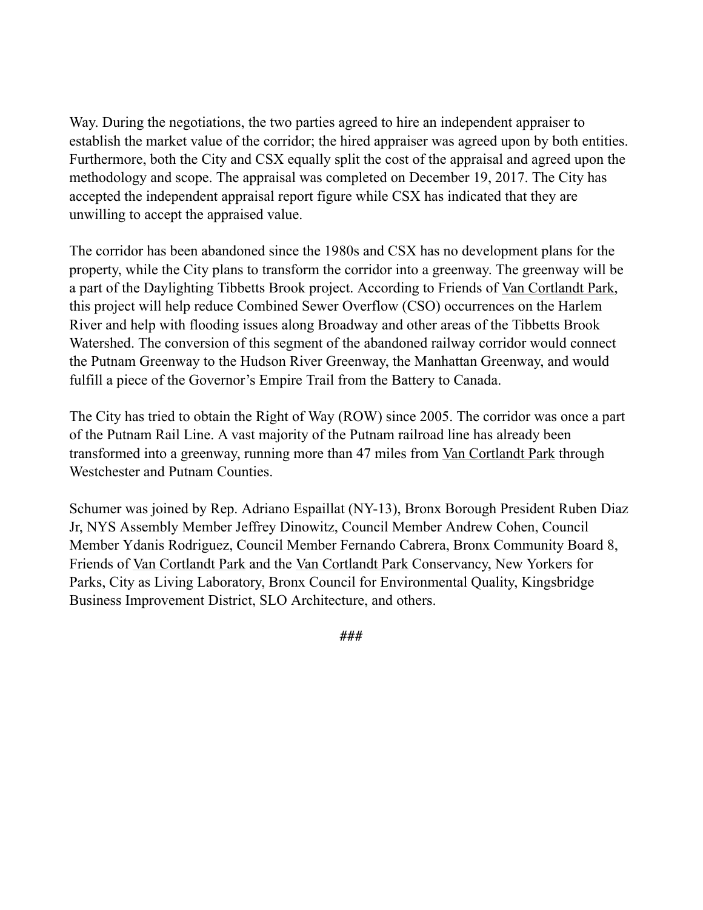Way. During the negotiations, the two parties agreed to hire an independent appraiser to establish the market value of the corridor; the hired appraiser was agreed upon by both entities. Furthermore, both the City and CSX equally split the cost of the appraisal and agreed upon the methodology and scope. The appraisal was completed on December 19, 2017. The City has accepted the independent appraisal report figure while CSX has indicated that they are unwilling to accept the appraised value.

The corridor has been abandoned since the 1980s and CSX has no development plans for the property, while the City plans to transform the corridor into a greenway. The greenway will be a part of the Daylighting Tibbetts Brook project. According to Friends of Van Cortlandt Park, this project will help reduce Combined Sewer Overflow (CSO) occurrences on the Harlem River and help with flooding issues along Broadway and other areas of the Tibbetts Brook Watershed. The conversion of this segment of the abandoned railway corridor would connect the Putnam Greenway to the Hudson River Greenway, the Manhattan Greenway, and would fulfill a piece of the Governor's Empire Trail from the Battery to Canada.

The City has tried to obtain the Right of Way (ROW) since 2005. The corridor was once a part of the Putnam Rail Line. A vast majority of the Putnam railroad line has already been transformed into a greenway, running more than 47 miles from Van Cortlandt Park through Westchester and Putnam Counties.

Schumer was joined by Rep. Adriano Espaillat (NY-13), Bronx Borough President Ruben Diaz Jr, NYS Assembly Member Jeffrey Dinowitz, Council Member Andrew Cohen, Council Member Ydanis Rodriguez, Council Member Fernando Cabrera, Bronx Community Board 8, Friends of Van Cortlandt Park and the Van Cortlandt Park Conservancy, New Yorkers for Parks, City as Living Laboratory, Bronx Council for Environmental Quality, Kingsbridge Business Improvement District, SLO Architecture, and others.

###